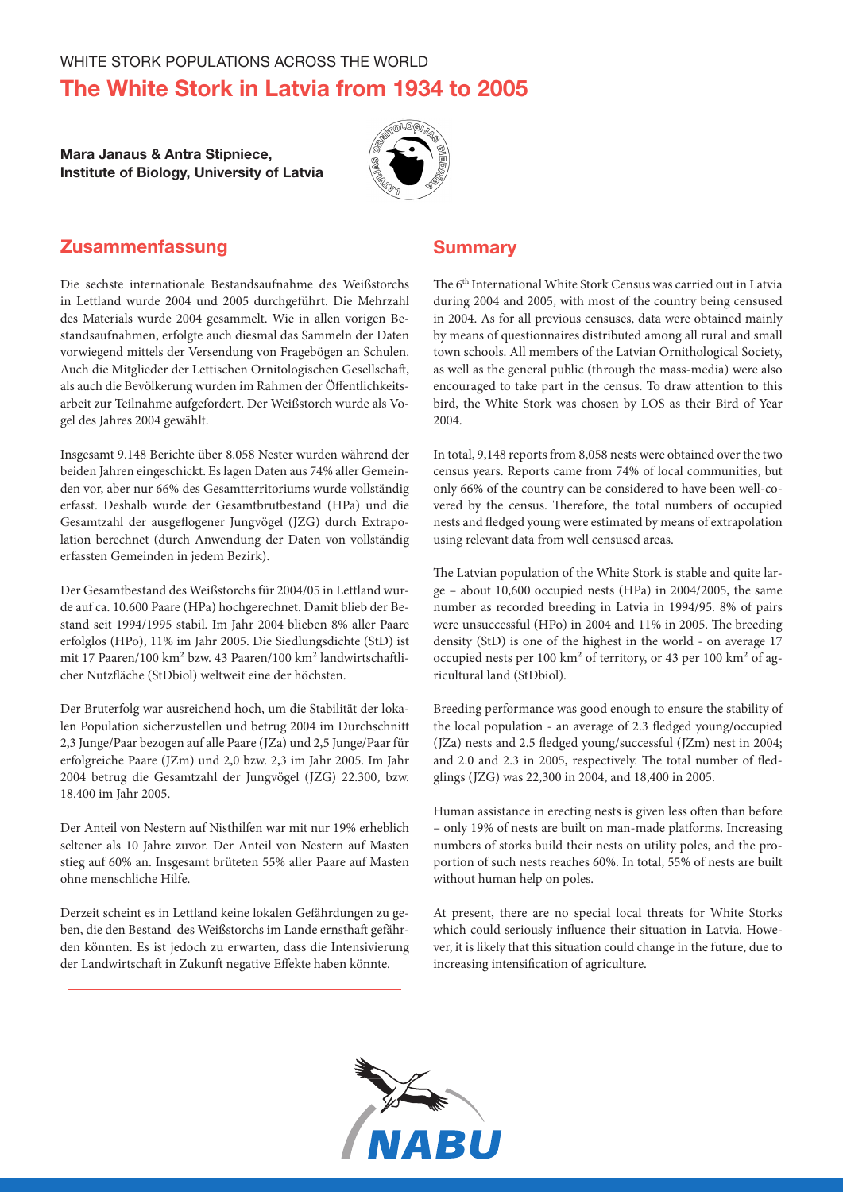WHITE STORK POPULATIONS ACROSS THE WORLD

# The White Stork in Latvia from 1934 to 2005

**Mara Janaus & Antra Stipniece, Institute of Biology, University of Latvia**

## Zusammenfassung

Die sechste internationale Bestandsaufnahme des Weißstorchs in Lettland wurde 2004 und 2005 durchgeführt. Die Mehrzahl des Materials wurde 2004 gesammelt. Wie in allen vorigen Bestandsaufnahmen, erfolgte auch diesmal das Sammeln der Daten vorwiegend mittels der Versendung von Fragebögen an Schulen. Auch die Mitglieder der Lettischen Ornitologischen Gesellschaft, als auch die Bevölkerung wurden im Rahmen der Öffentlichkeitsarbeit zur Teilnahme aufgefordert. Der Weißstorch wurde als Vogel des Jahres 2004 gewählt.

Insgesamt 9.148 Berichte über 8.058 Nester wurden während der beiden Jahren eingeschickt. Es lagen Daten aus 74% aller Gemeinden vor, aber nur 66% des Gesamtterritoriums wurde vollständig erfasst. Deshalb wurde der Gesamtbrutbestand (HPa) und die Gesamtzahl der ausgeflogener Jungvögel (JZG) durch Extrapolation berechnet (durch Anwendung der Daten von vollständig erfassten Gemeinden in jedem Bezirk).

Der Gesamtbestand des Weißstorchs für 2004/05 in Lettland wurde auf ca. 10.600 Paare (HPa) hochgerechnet. Damit blieb der Bestand seit 1994/1995 stabil. Im Jahr 2004 blieben 8% aller Paare erfolglos (HPo), 11% im Jahr 2005. Die Siedlungsdichte (StD) ist mit 17 Paaren/100 km² bzw. 43 Paaren/100 km² landwirtschaftlicher Nutzfläche (StDbiol) weltweit eine der höchsten.

Der Bruterfolg war ausreichend hoch, um die Stabilität der lokalen Population sicherzustellen und betrug 2004 im Durchschnitt 2,3 Junge/Paar bezogen auf alle Paare (JZa) und 2,5 Junge/Paar für erfolgreiche Paare (JZm) und 2,0 bzw. 2,3 im Jahr 2005. Im Jahr 2004 betrug die Gesamtzahl der Jungvögel (JZG) 22.300, bzw. 18.400 im Jahr 2005.

Der Anteil von Nestern auf Nisthilfen war mit nur 19% erheblich seltener als 10 Jahre zuvor. Der Anteil von Nestern auf Masten stieg auf 60% an. Insgesamt brüteten 55% aller Paare auf Masten ohne menschliche Hilfe.

Derzeit scheint es in Lettland keine lokalen Gefährdungen zu geben, die den Bestand des Weißstorchs im Lande ernsthaft gefährden könnten. Es ist jedoch zu erwarten, dass die Intensivierung der Landwirtschaft in Zukunft negative Effekte haben könnte.

## Summary

The 6th International White Stork Census was carried out in Latvia during 2004 and 2005, with most of the country being censused in 2004. As for all previous censuses, data were obtained mainly by means of questionnaires distributed among all rural and small town schools. All members of the Latvian Ornithological Society, as well as the general public (through the mass-media) were also encouraged to take part in the census. To draw attention to this bird, the White Stork was chosen by LOS as their Bird of Year 2004.

In total, 9,148 reports from 8,058 nests were obtained over the two census years. Reports came from 74% of local communities, but only 66% of the country can be considered to have been well-covered by the census. Therefore, the total numbers of occupied nests and fledged young were estimated by means of extrapolation using relevant data from well censused areas.

The Latvian population of the White Stork is stable and quite large – about 10,600 occupied nests (HPa) in 2004/2005, the same number as recorded breeding in Latvia in 1994/95. 8% of pairs were unsuccessful (HPo) in 2004 and 11% in 2005. The breeding density (StD) is one of the highest in the world - on average 17 occupied nests per 100 km² of territory, or 43 per 100 km² of agricultural land (StDbiol).

Breeding performance was good enough to ensure the stability of the local population - an average of 2.3 fledged young/occupied (JZa) nests and 2.5 fledged young/successful (JZm) nest in 2004; and 2.0 and 2.3 in 2005, respectively. The total number of fledglings (JZG) was 22,300 in 2004, and 18,400 in 2005.

Human assistance in erecting nests is given less often than before – only 19% of nests are built on man-made platforms. Increasing numbers of storks build their nests on utility poles, and the proportion of such nests reaches 60%. In total, 55% of nests are built without human help on poles.

At present, there are no special local threats for White Storks which could seriously influence their situation in Latvia. However, it is likely that this situation could change in the future, due to increasing intensification of agriculture.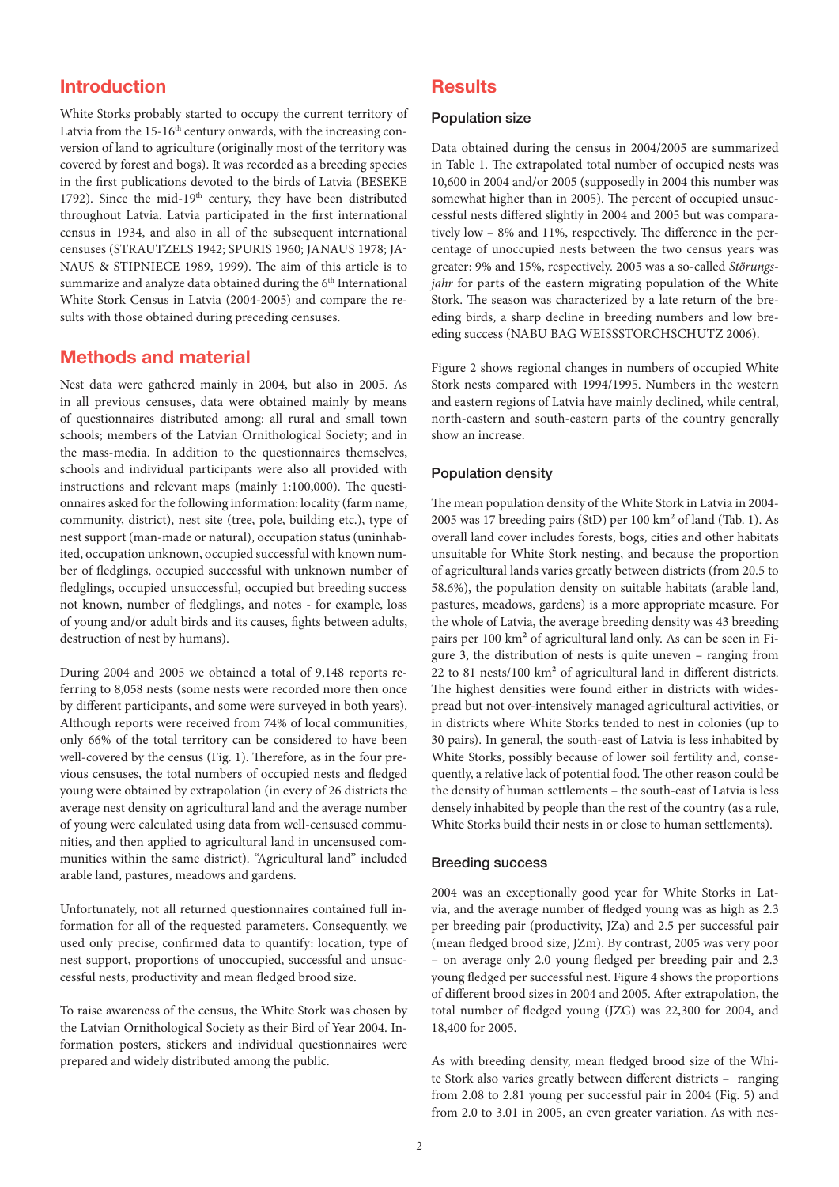## Introduction

White Storks probably started to occupy the current territory of Latvia from the 15-16[th] century onwards, with the increasing conversion of land to agriculture (originally most of the territory was covered by forest and bogs). It was recorded as a breeding species in the first publications devoted to the birds of Latvia (BESEKE 1792). Since the mid-19[th] century, they have been distributed throughout Latvia. Latvia participated in the first international census in 1934, and also in all of the subsequent international censuses (STRAUTZELS 1942; SPURIS 1960; JANAUS 1978; JANAUS & STIPNIECE 1989, 1999). The aim of this article is to summarize and analyze data obtained during the 6[th] International White Stork Census in Latvia (2004-2005) and compare the results with those obtained during preceding censuses.

## Methods and material

Nest data were gathered mainly in 2004, but also in 2005. As in all previous censuses, data were obtained mainly by means of questionnaires distributed among: all rural and small town schools; members of the Latvian Ornithological Society; and in the mass-media. In addition to the questionnaires themselves, schools and individual participants were also provided with instructions and relevant maps (mainly 1:100,000). The questionnaires asked for the following information: locality (farm name, community, district), nest site (tree, pole, building etc.), type of nest support (man-made or natural), occupation status (uninhabited, occupation unknown, occupied successful with known number of fledglings, occupied successful with unknown number of fledglings, occupied unsuccessful, occupied but breeding success not known, number of fledglings, and notes - for example, loss of young and/or adult birds and its causes, fights between adults, destruction of nest by humans).

During 2004 and 2005 we obtained a total of 9,148 reports referring to 8,058 nests (some nests were recorded more then once by different participants, and some were surveyed in both years). Although reports were received from 74% of local communities, only 66% of the total territory can be considered to have been well-covered by the census (Fig. 1). Therefore, as in the four previous censuses, the total numbers of occupied nests and fledged young were obtained by extrapolation (in every of 26 districts the average nest density on agricultural land and the average number of young were calculated using data from well-censused communities, and then applied to agricultural land in uncensused communities within the same district). "Agricultural land" included arable land, pastures, meadows and gardens.

Unfortunately, not all returned questionnaires contained full information for all of the requested parameters. Consequently, we used only precise, confirmed data to quantify: location, type of nest support, proportions of unoccupied, successful and unsuccessful nests, productivity and mean fledged brood size.

To raise awareness of the census, the White Stork was chosen by the Latvian Ornithological Society as their Bird of Year 2004. Information posters, stickers and individual questionnaires were prepared and widely distributed among the public.

## Results

### Population size

Data obtained during the census in 2004/2005 are summarized in Table 1. The extrapolated total number of occupied nests was 10,600 in 2004 and/or 2005 (supposedly in 2004 this number was somewhat higher than in 2005). The percent of occupied unsuccessful nests differed slightly in 2004 and 2005 but was comparatively low – 8% and 11%, respectively. The difference in the percentage of unoccupied nests between the two census years was greater: 9% and 15%, respectively. 2005 was a so-called *Störungsjahr* for parts of the eastern migrating population of the White Stork. The season was characterized by a late return of the breeding birds, a sharp decline in breeding numbers and low breeding success (NABU BAG WEISSSTORCHSCHUTZ 2006).

Figure 2 shows regional changes in numbers of occupied White Stork nests compared with 1994/1995. Numbers in the western and eastern regions of Latvia have mainly declined, while central, north-eastern and south-eastern parts of the country generally show an increase.

### Population density

The mean population density of the White Stork in Latvia in 2004-2005 was 17 breeding pairs (StD) per 100 km² of land (Tab. 1). As overall land cover includes forests, bogs, cities and other habitats unsuitable for White Stork nesting, and because the proportion of agricultural lands varies greatly between districts (from 20.5 to 58.6%), the population density on suitable habitats (arable land, pastures, meadows, gardens) is a more appropriate measure. For the whole of Latvia, the average breeding density was 43 breeding pairs per 100 km² of agricultural land only. As can be seen in Figure 3, the distribution of nests is quite uneven – ranging from 22 to 81 nests/100 km² of agricultural land in different districts. The highest densities were found either in districts with widespread but not over-intensively managed agricultural activities, or in districts where White Storks tended to nest in colonies (up to 30 pairs). In general, the south-east of Latvia is less inhabited by White Storks, possibly because of lower soil fertility and, consequently, a relative lack of potential food. The other reason could be the density of human settlements – the south-east of Latvia is less densely inhabited by people than the rest of the country (as a rule, White Storks build their nests in or close to human settlements).

### Breeding success

2004 was an exceptionally good year for White Storks in Latvia, and the average number of fledged young was as high as 2.3 per breeding pair (productivity, JZa) and 2.5 per successful pair (mean fledged brood size, JZm). By contrast, 2005 was very poor – on average only 2.0 young fledged per breeding pair and 2.3 young fledged per successful nest. Figure 4 shows the proportions of different brood sizes in 2004 and 2005. After extrapolation, the total number of fledged young (JZG) was 22,300 for 2004, and 18,400 for 2005.

As with breeding density, mean fledged brood size of the White Stork also varies greatly between different districts – ranging from 2.08 to 2.81 young per successful pair in 2004 (Fig. 5) and from 2.0 to 3.01 in 2005, an even greater variation. As with nes-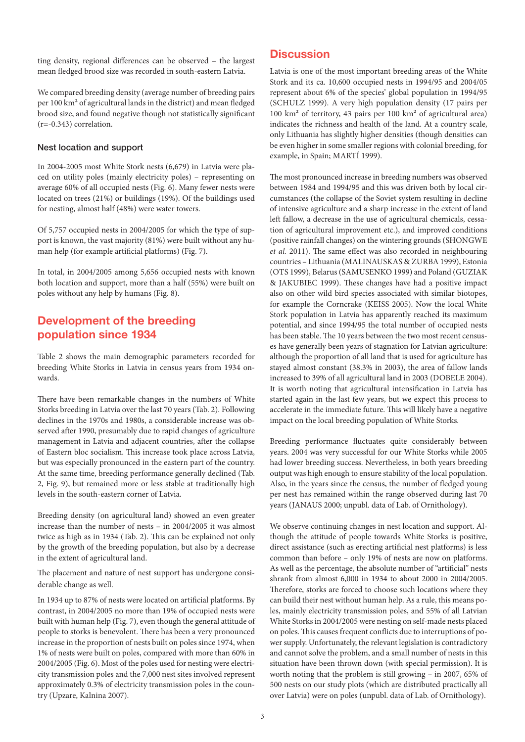ting density, regional differences can be observed – the largest mean fledged brood size was recorded in south-eastern Latvia.

We compared breeding density (average number of breeding pairs per 100 km² of agricultural lands in the district) and mean fledged brood size, and found negative though not statistically significant ($r=-0.343$) correlation.

### Nest location and support

In 2004-2005 most White Stork nests (6,679) in Latvia were placed on utility poles (mainly electricity poles) – representing on average 60% of all occupied nests (Fig. 6). Many fewer nests were located on trees (21%) or buildings (19%). Of the buildings used for nesting, almost half (48%) were water towers.

Of 5,757 occupied nests in 2004/2005 for which the type of support is known, the vast majority (81%) were built without any human help (for example artificial platforms) (Fig. 7).

In total, in 2004/2005 among 5,656 occupied nests with known both location and support, more than a half (55%) were built on poles without any help by humans (Fig. 8).

## Development of the breeding population since 1934

Table 2 shows the main demographic parameters recorded for breeding White Storks in Latvia in census years from 1934 onwards.

There have been remarkable changes in the numbers of White Storks breeding in Latvia over the last 70 years (Tab. 2). Following declines in the 1970s and 1980s, a considerable increase was observed after 1990, presumably due to rapid changes of agriculture management in Latvia and adjacent countries, after the collapse of Eastern bloc socialism. This increase took place across Latvia, but was especially pronounced in the eastern part of the country. At the same time, breeding performance generally declined (Tab. 2, Fig. 9), but remained more or less stable at traditionally high levels in the south-eastern corner of Latvia.

Breeding density (on agricultural land) showed an even greater increase than the number of nests – in 2004/2005 it was almost twice as high as in 1934 (Tab. 2). This can be explained not only by the growth of the breeding population, but also by a decrease in the extent of agricultural land.

The placement and nature of nest support has undergone considerable change as well.

In 1934 up to 87% of nests were located on artificial platforms. By contrast, in 2004/2005 no more than 19% of occupied nests were built with human help (Fig. 7), even though the general attitude of people to storks is benevolent. There has been a very pronounced increase in the proportion of nests built on poles since 1974, when 1% of nests were built on poles, compared with more than 60% in 2004/2005 (Fig. 6). Most of the poles used for nesting were electricity transmission poles and the 7,000 nest sites involved represent approximately 0.3% of electricity transmission poles in the country (Upzare, Kalnina 2007).

## Discussion

Latvia is one of the most important breeding areas of the White Stork and its ca. 10,600 occupied nests in 1994/95 and 2004/05 represent about 6% of the species' global population in 1994/95 (SCHULZ 1999). A very high population density (17 pairs per 100 km² of territory, 43 pairs per 100 km² of agricultural area) indicates the richness and health of the land. At a country scale, only Lithuania has slightly higher densities (though densities can be even higher in some smaller regions with colonial breeding, for example, in Spain; MARTÍ 1999).

The most pronounced increase in breeding numbers was observed between 1984 and 1994/95 and this was driven both by local circumstances (the collapse of the Soviet system resulting in decline of intensive agriculture and a sharp increase in the extent of land left fallow, a decrease in the use of agricultural chemicals, cessation of agricultural improvement etc.), and improved conditions (positive rainfall changes) on the wintering grounds (SHONGWE *et al.* 2011). The same effect was also recorded in neighbouring countries – Lithuania (MALINAUSKAS & ZURBA 1999), Estonia (OTS 1999), Belarus (SAMUSENKO 1999) and Poland (GUZIAK & JAKUBIEC 1999). These changes have had a positive impact also on other wild bird species associated with similar biotopes, for example the Corncrake (KEISS 2005). Now the local White Stork population in Latvia has apparently reached its maximum potential, and since 1994/95 the total number of occupied nests has been stable. The 10 years between the two most recent censuses have generally been years of stagnation for Latvian agriculture: although the proportion of all land that is used for agriculture has stayed almost constant (38.3% in 2003), the area of fallow lands increased to 39% of all agricultural land in 2003 (DOBELE 2004). It is worth noting that agricultural intensification in Latvia has started again in the last few years, but we expect this process to accelerate in the immediate future. This will likely have a negative impact on the local breeding population of White Storks.

Breeding performance fluctuates quite considerably between years. 2004 was very successful for our White Storks while 2005 had lower breeding success. Nevertheless, in both years breeding output was high enough to ensure stability of the local population. Also, in the years since the census, the number of fledged young per nest has remained within the range observed during last 70 years (JANAUS 2000; unpubl. data of Lab. of Ornithology).

We observe continuing changes in nest location and support. Although the attitude of people towards White Storks is positive, direct assistance (such as erecting artificial nest platforms) is less common than before – only 19% of nests are now on platforms. As well as the percentage, the absolute number of "artificial" nests shrank from almost 6,000 in 1934 to about 2000 in 2004/2005. Therefore, storks are forced to choose such locations where they can build their nest without human help. As a rule, this means poles, mainly electricity transmission poles, and 55% of all Latvian White Storks in 2004/2005 were nesting on self-made nests placed on poles. This causes frequent conflicts due to interruptions of power supply. Unfortunately, the relevant legislation is contradictory and cannot solve the problem, and a small number of nests in this situation have been thrown down (with special permission). It is worth noting that the problem is still growing – in 2007, 65% of 500 nests on our study plots (which are distributed practically all over Latvia) were on poles (unpubl. data of Lab. of Ornithology).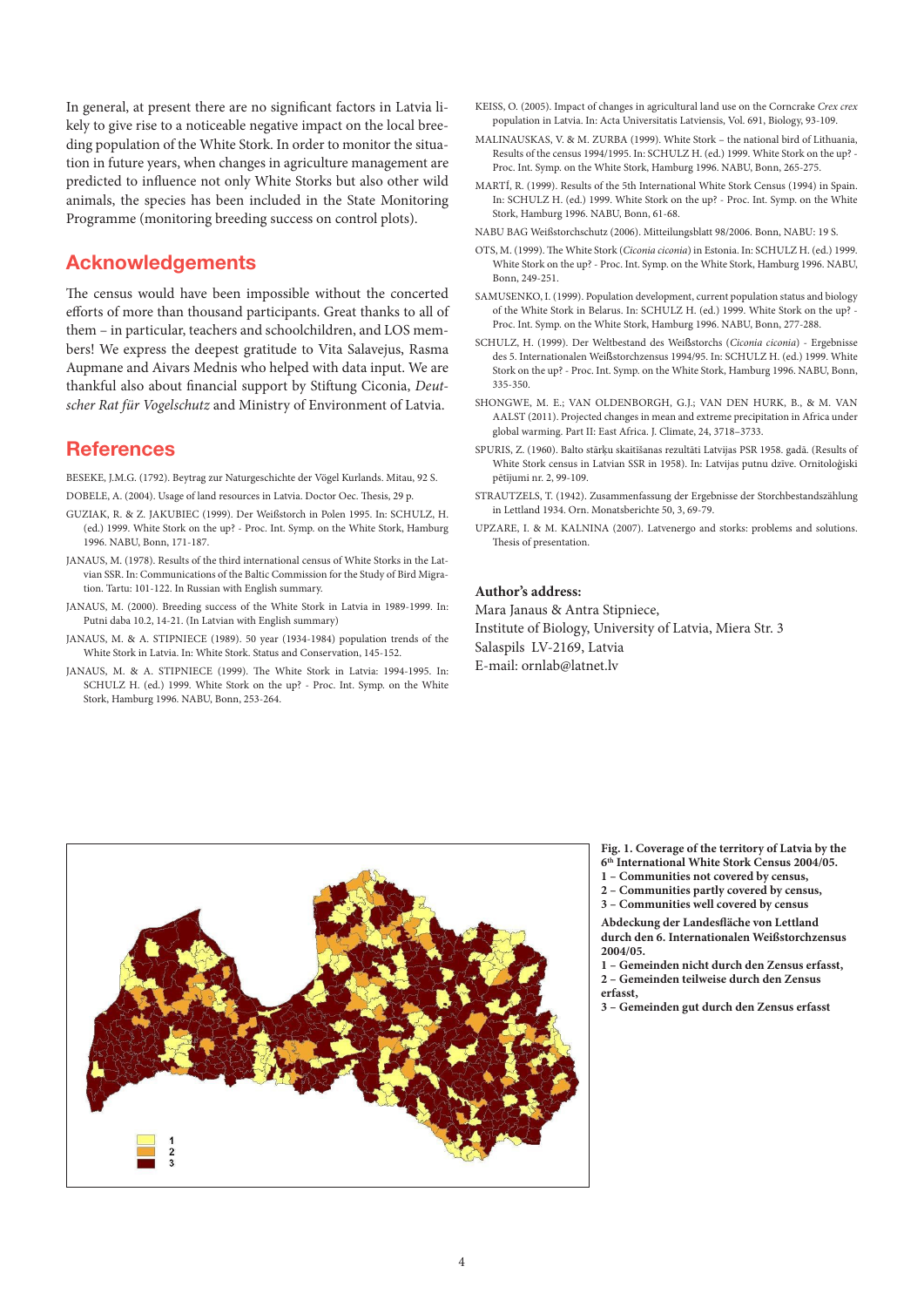In general, at present there are no significant factors in Latvia likely to give rise to a noticeable negative impact on the local breeding population of the White Stork. In order to monitor the situation in future years, when changes in agriculture management are predicted to influence not only White Storks but also other wild animals, the species has been included in the State Monitoring Programme (monitoring breeding success on control plots).

## Acknowledgements

The census would have been impossible without the concerted efforts of more than thousand participants. Great thanks to all of them – in particular, teachers and schoolchildren, and LOS members! We express the deepest gratitude to Vita Salavejus, Rasma Aupmane and Aivars Mednis who helped with data input. We are thankful also about financial support by Stiftung Ciconia, *Deutscher Rat für Vogelschutz* and Ministry of Environment of Latvia.

## References

BESEKE, J.M.G. (1792). Beytrag zur Naturgeschichte der Vögel Kurlands. Mitau, 92 S.

DOBELE, A. (2004). Usage of land resources in Latvia. Doctor Oec. Thesis, 29 p.

GUZIAK, R. & Z. JAKUBIEC (1999). Der Weißstorch in Polen 1995. In: SCHULZ, H. (ed.) 1999. White Stork on the up? - Proc. Int. Symp. on the White Stork, Hamburg 1996. NABU, Bonn, 171-187.

JANAUS, M. (1978). Results of the third international census of White Storks in the Latvian SSR. In: Communications of the Baltic Commission for the Study of Bird Migration. Tartu: 101-122. In Russian with English summary.

JANAUS, M. (2000). Breeding success of the White Stork in Latvia in 1989-1999. In: Putni daba 10.2, 14-21. (In Latvian with English summary)

JANAUS, M. & A. STIPNIECE (1989). 50 year (1934-1984) population trends of the White Stork in Latvia. In: White Stork. Status and Conservation, 145-152.

JANAUS, M. & A. STIPNIECE (1999). The White Stork in Latvia: 1994-1995. In: SCHULZ H. (ed.) 1999. White Stork on the up? - Proc. Int. Symp. on the White Stork, Hamburg 1996. NABU, Bonn, 253-264.

KEISS, O. (2005). Impact of changes in agricultural land use on the Corncrake *Crex crex* population in Latvia. In: Acta Universitatis Latviensis, Vol. 691, Biology, 93-109.

MALINAUSKAS, V. & M. ZURBA (1999). White Stork – the national bird of Lithuania, Results of the census 1994/1995. In: SCHULZ H. (ed.) 1999. White Stork on the up? - Proc. Int. Symp. on the White Stork, Hamburg 1996. NABU, Bonn, 265-275.

MARTÍ, R. (1999). Results of the 5th International White Stork Census (1994) in Spain. In: SCHULZ H. (ed.) 1999. White Stork on the up? - Proc. Int. Symp. on the White Stork, Hamburg 1996. NABU, Bonn, 61-68.

NABU BAG Weißstorchschutz (2006). Mitteilungsblatt 98/2006. Bonn, NABU: 19 S.

OTS, M. (1999). The White Stork (*Ciconia ciconia*) in Estonia. In: SCHULZ H. (ed.) 1999. White Stork on the up? - Proc. Int. Symp. on the White Stork, Hamburg 1996. NABU, Bonn, 249-251.

SAMUSENKO, I. (1999). Population development, current population status and biology of the White Stork in Belarus. In: SCHULZ H. (ed.) 1999. White Stork on the up? - Proc. Int. Symp. on the White Stork, Hamburg 1996. NABU, Bonn, 277-288.

SCHULZ, H. (1999). Der Weltbestand des Weißstorchs (*Ciconia ciconia*) - Ergebnisse des 5. Internationalen Weißstorchzensus 1994/95. In: SCHULZ H. (ed.) 1999. White Stork on the up? - Proc. Int. Symp. on the White Stork, Hamburg 1996. NABU, Bonn, 335-350.

SHONGWE, M. E.; VAN OLDENBORGH, G.J.; VAN DEN HURK, B., & M. VAN AALST (2011). Projected changes in mean and extreme precipitation in Africa under global warming. Part II: East Africa. J. Climate, 24, 3718–3733.

SPURIS, Z. (1960). Balto stārķu skaitīšanas rezultāti Latvijas PSR 1958. gadā. (Results of White Stork census in Latvian SSR in 1958). In: Latvijas putnu dzīve. Ornitoloģiski pētījumi nr. 2, 99-109.

STRAUTZELS, T. (1942). Zusammenfassung der Ergebnisse der Storchbestandszählung in Lettland 1934. Orn. Monatsberichte 50, 3, 69-79.

UPZARE, I. & M. KALNINA (2007). Latvenergo and storks: problems and solutions. Thesis of presentation.

**Author's address:**

Mara Janaus & Antra Stipniece,
Institute of Biology, University of Latvia, Miera Str. 3
Salaspils LV-2169, Latvia
E-mail: ornlab@latnet.lv

**Fig. 1. Coverage of the territory of Latvia by the 6th International White Stork Census 2004/05.**
**1 – Communities not covered by census,**
**2 – Communities partly covered by census,**
**3 – Communities well covered by census**

**Abdeckung der Landesfläche von Lettland durch den 6. Internationalen Weißstorchzensus 2004/05.**
**1 – Gemeinden nicht durch den Zensus erfasst,**
**2 – Gemeinden teilweise durch den Zensus erfasst,**
**3 – Gemeinden gut durch den Zensus erfasst**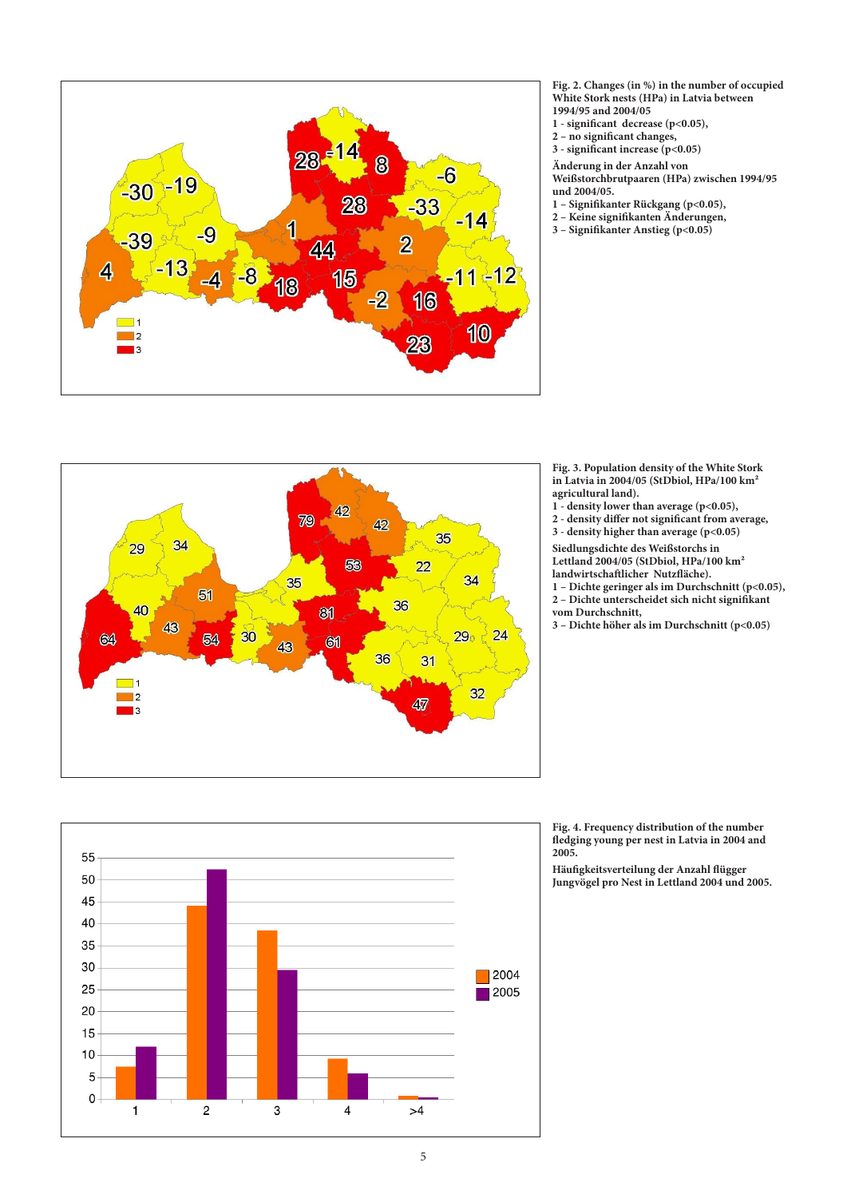**Fig. 2. Changes (in %) in the number of occupied White Stork nests (HPa) in Latvia between 1994/95 and 2004/05**
**1 - significant decrease ($p<0.05$),**
**2 – no significant changes,**
**3 - significant increase ($p<0.05$)**

**Änderung in der Anzahl von Weißstorchbrutpaaren (HPa) zwischen 1994/95 und 2004/05.**
**1 – Signifikanter Rückgang ($p<0.05$),**
**2 – Keine signifikanten Änderungen,**
**3 – Signifikanter Anstieg ($p<0.05$)**

**Fig. 3. Population density of the White Stork in Latvia in 2004/05 (StDbiol, HPa/100 km² agricultural land).**
**1 - density lower than average ($p<0.05$),**
**2 - density differ not significant from average,**
**3 - density higher than average ($p<0.05$)**

**Siedlungsdichte des Weißstorchs in Lettland 2004/05 (StDbiol, HPa/100 km² landwirtschaftlicher Nutzfläche).**
**1 – Dichte geringer als im Durchschnitt ($p<0.05$),**
**2 – Dichte unterscheidet sich nicht signifikant vom Durchschnitt,**
**3 – Dichte höher als im Durchschnitt ($p<0.05$)**

**Fig. 4. Frequency distribution of the number fledging young per nest in Latvia in 2004 and 2005.**

**Häufigkeitsverteilung der Anzahl flügger Jungvögel pro Nest in Lettland 2004 und 2005.**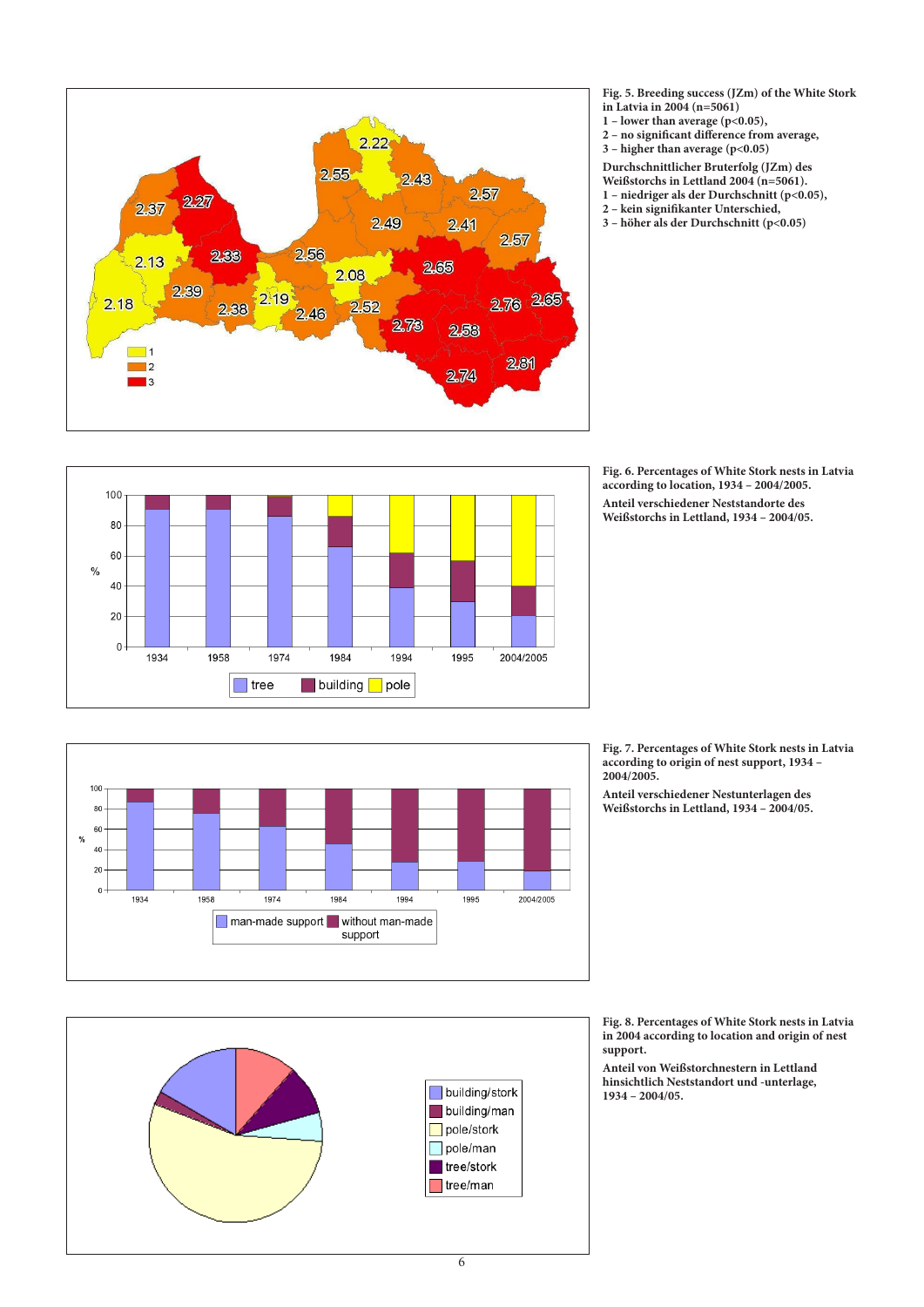**Fig. 5. Breeding success (JZm) of the White Stork in Latvia in 2004 (n=5061)**
**1 – lower than average ($p<0.05$),**
**2 – no significant difference from average,**
**3 – higher than average ($p<0.05$)**

**Durchschnittlicher Bruterfolg (JZm) des Weißstorchs in Lettland 2004 (n=5061).**
**1 – niedriger als der Durchschnitt ($p<0.05$),**
**2 – kein signifikanter Unterschied,**
**3 – höher als der Durchschnitt ($p<0.05$)**

**Fig. 6. Percentages of White Stork nests in Latvia according to location, 1934 – 2004/2005.**

**Anteil verschiedener Neststandorte des Weißstorchs in Lettland, 1934 – 2004/05.**

**Fig. 7. Percentages of White Stork nests in Latvia according to origin of nest support, 1934 – 2004/2005.**

**Anteil verschiedener Nestunterlagen des Weißstorchs in Lettland, 1934 – 2004/05.**

**Fig. 8. Percentages of White Stork nests in Latvia in 2004 according to location and origin of nest support.**

**Anteil von Weißstorchnestern in Lettland hinsichtlich Neststandort und -unterlage, 1934 – 2004/05.**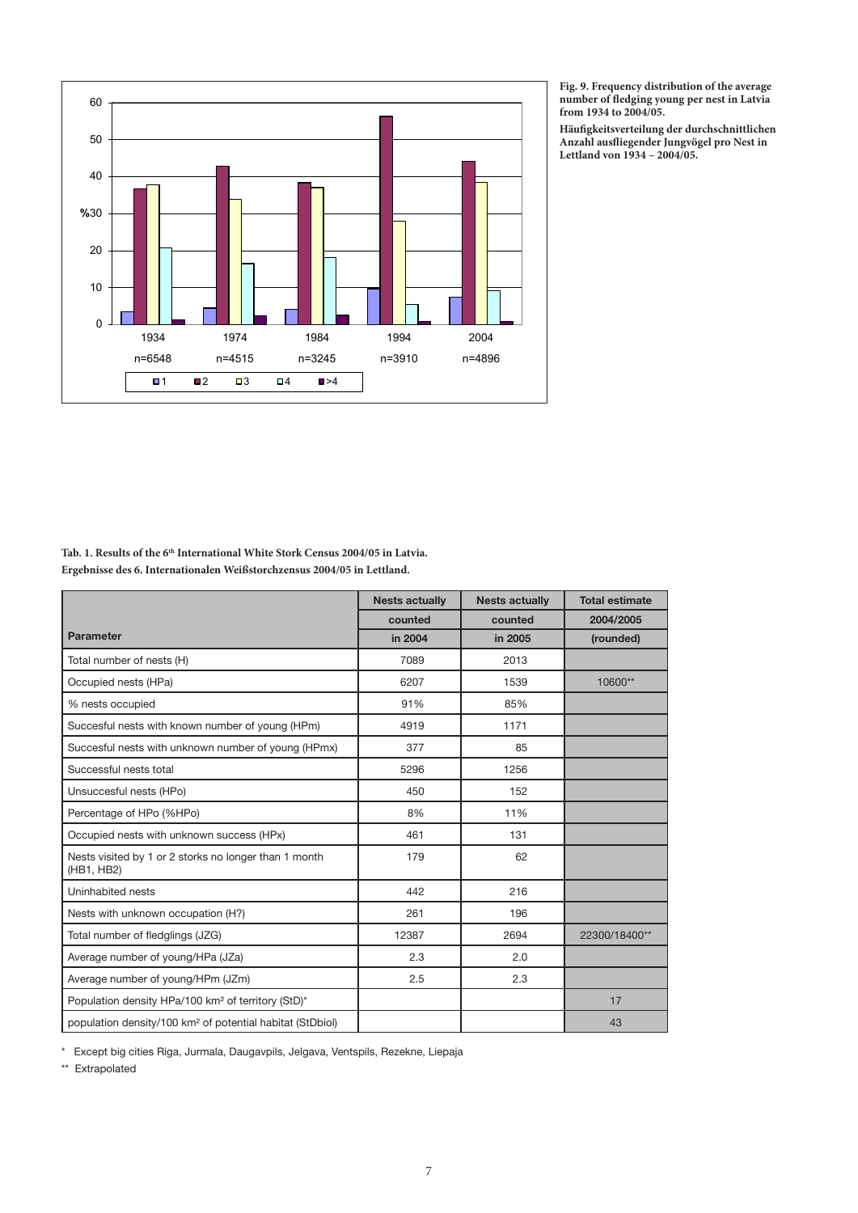**Fig. 9. Frequency distribution of the average number of fledging young per nest in Latvia from 1934 to 2004/05.**

**Häufigkeitsverteilung der durchschnittlichen Anzahl ausfliegender Jungvögel pro Nest in Lettland von 1934 – 2004/05.**

**Tab. 1. Results of the 6th International White Stork Census 2004/05 in Latvia.**
**Ergebnisse des 6. Internationalen Weißstorchzensus 2004/05 in Lettland.**

| Parameter | Nests actually counted in 2004 | Nests actually counted in 2005 | Total estimate 2004/2005 (rounded) |
|---|---|---|---|
| Total number of nests (H) | 7089 | 2013 | |
| Occupied nests (HPa) | 6207 | 1539 | 10600** |
| % nests occupied | 91% | 85% | |
| Succesful nests with known number of young (HPm) | 4919 | 1171 | |
| Succesful nests with unknown number of young (HPmx) | 377 | 85 | |
| Successful nests total | 5296 | 1256 | |
| Unsuccesful nests (HPo) | 450 | 152 | |
| Percentage of HPo (%HPo) | 8% | 11% | |
| Occupied nests with unknown success (HPx) | 461 | 131 | |
| Nests visited by 1 or 2 storks no longer than 1 month (HB1, HB2) | 179 | 62 | |
| Uninhabited nests | 442 | 216 | |
| Nests with unknown occupation (H?) | 261 | 196 | |
| Total number of fledglings (JZG) | 12387 | 2694 | 22300/18400** |
| Average number of young/HPa (JZa) | 2.3 | 2.0 | |
| Average number of young/HPm (JZm) | 2.5 | 2.3 | |
| Population density HPa/100 km² of territory (StD)* | | | 17 |
| population density/100 km² of potential habitat (StDbiol) | | | 43 |

* Except big cities Riga, Jurmala, Daugavpils, Jelgava, Ventspils, Rezekne, Liepaja

** Extrapolated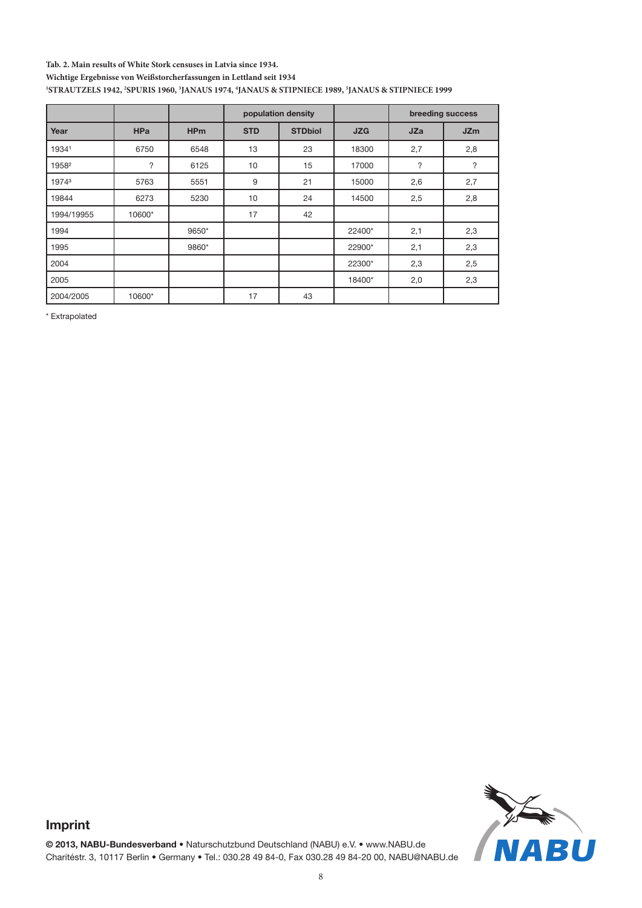**Tab. 2. Main results of White Stork censuses in Latvia since 1934.**
**Wichtige Ergebnisse von Weißstorcherfassungen in Lettland seit 1934**
**[1]STRAUTZELS 1942, [2]SPURIS 1960, [3]JANAUS 1974, [4]JANAUS & STIPNIECE 1989, [5]JANAUS & STIPNIECE 1999**

| | | | population density | | | breeding success | |
|---|---|---|---|---|---|---|---|
| **Year** | **HPa** | **HPm** | **STD** | **STDbiol** | **JZG** | **JZa** | **JZm** |
| 1934[1] | 6750 | 6548 | 13 | 23 | 18300 | 2,7 | 2,8 |
| 1958[2] | ? | 6125 | 10 | 15 | 17000 | ? | ? |
| 1974[3] | 5763 | 5551 | 9 | 21 | 15000 | 2,6 | 2,7 |
| 19844 | 6273 | 5230 | 10 | 24 | 14500 | 2,5 | 2,8 |
| 1994/19955 | 10600* | | 17 | 42 | | | |
| 1994 | | 9650* | | | 22400* | 2,1 | 2,3 |
| 1995 | | 9860* | | | 22900* | 2,1 | 2,3 |
| 2004 | | | | | 22300* | 2,3 | 2,5 |
| 2005 | | | | | 18400* | 2,0 | 2,3 |
| 2004/2005 | 10600* | | 17 | 43 | | | |

\* Extrapolated

## Imprint

**© 2013, NABU-Bundesverband** • Naturschutzbund Deutschland (NABU) e.V. • www.NABU.de
Charitéstr. 3, 10117 Berlin • Germany • Tel.: 030.28 49 84-0, Fax 030.28 49 84-20 00, NABU@NABU.de